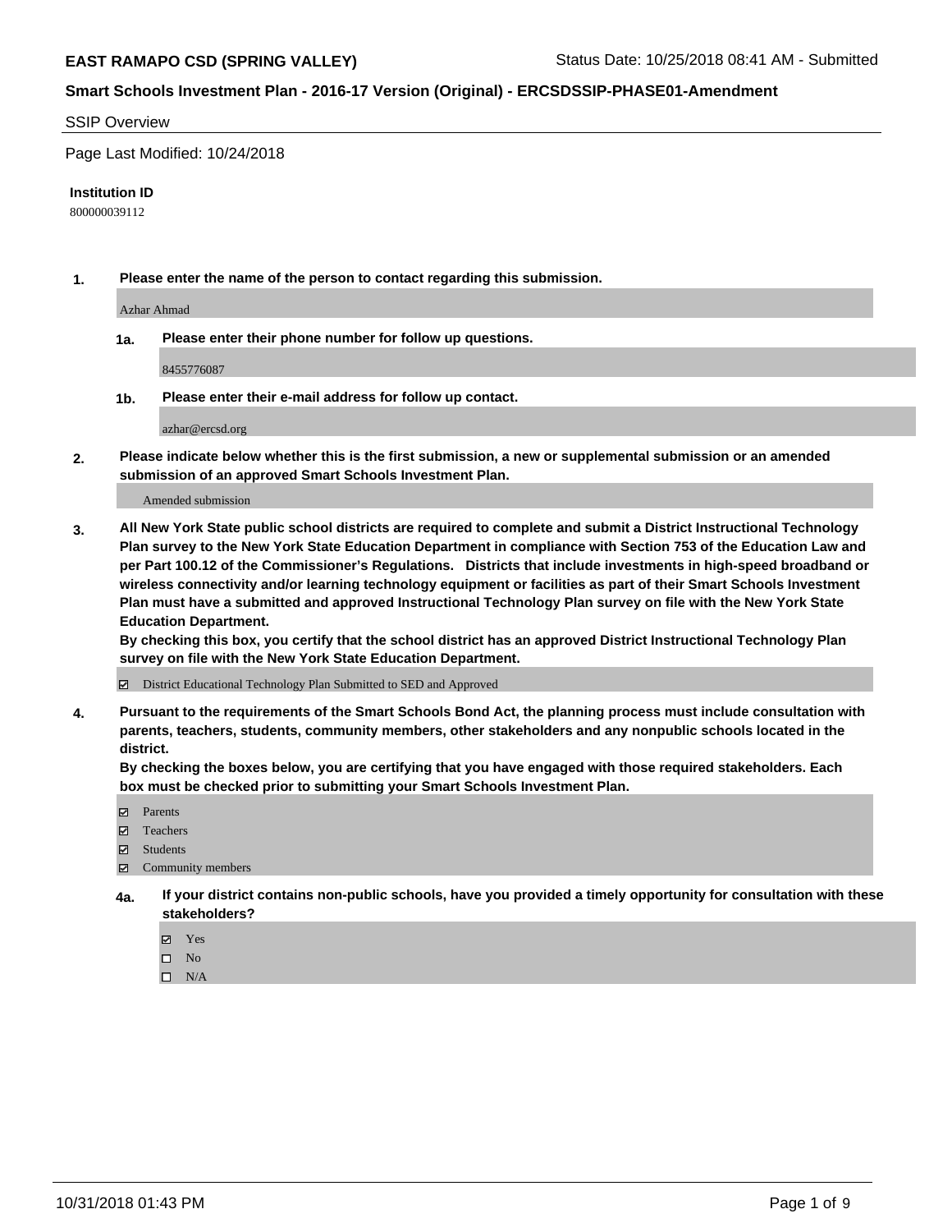**EAST RAMAPO CSD (SPRING VALLEY)** Status Date: 10/25/2018 08:41 AM - Submitted

**Smart Schools Investment Plan - 2016-17 Version (Original) - ERCSDSSIP-PHASE01-Amendment**

SSIP Overview

Page Last Modified: 10/24/2018

**Institution ID**

800000039112

**1. Please enter the name of the person to contact regarding this submission.**

Azhar Ahmad

**1a. Please enter their phone number for follow up questions.**

8455776087

**1b. Please enter their e-mail address for follow up contact.**

azhar@ercsd.org

**2. Please indicate below whether this is the first submission, a new or supplemental submission or an amended submission of an approved Smart Schools Investment Plan.**

Amended submission

**3. All New York State public school districts are required to complete and submit a District Instructional Technology Plan survey to the New York State Education Department in compliance with Section 753 of the Education Law and per Part 100.12 of the Commissioner's Regulations. Districts that include investments in high-speed broadband or wireless connectivity and/or learning technology equipment or facilities as part of their Smart Schools Investment Plan must have a submitted and approved Instructional Technology Plan survey on file with the New York State Education Department.**
**By checking this box, you certify that the school district has an approved District Instructional Technology Plan survey on file with the New York State Education Department.**

☑ District Educational Technology Plan Submitted to SED and Approved

**4. Pursuant to the requirements of the Smart Schools Bond Act, the planning process must include consultation with parents, teachers, students, community members, other stakeholders and any nonpublic schools located in the district.**
**By checking the boxes below, you are certifying that you have engaged with those required stakeholders. Each box must be checked prior to submitting your Smart Schools Investment Plan.**

☑ Parents
☑ Teachers
☑ Students
☑ Community members

**4a. If your district contains non-public schools, have you provided a timely opportunity for consultation with these stakeholders?**

☑ Yes
☐ No
☐ N/A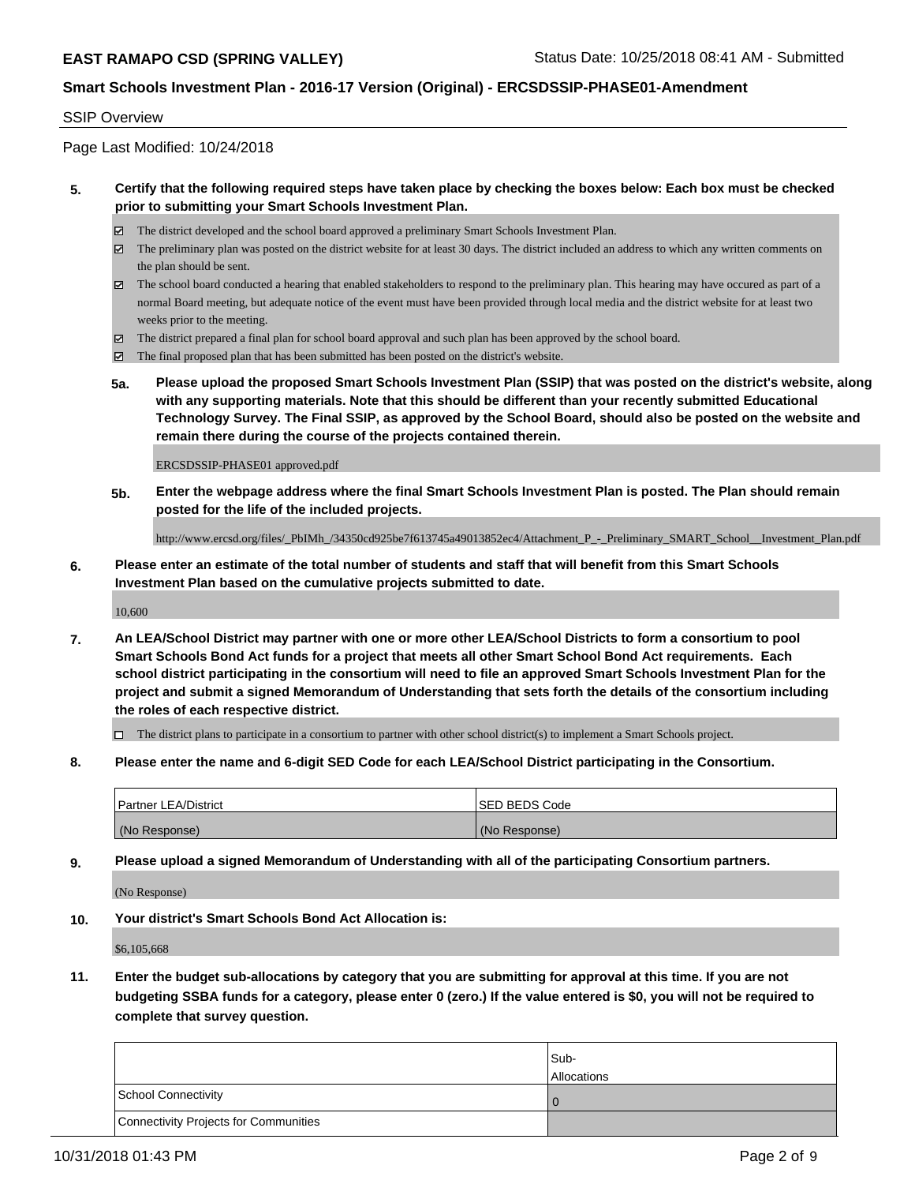## SSIP Overview

Page Last Modified: 10/24/2018

**5. Certify that the following required steps have taken place by checking the boxes below: Each box must be checked prior to submitting your Smart Schools Investment Plan.**

- ☑ The district developed and the school board approved a preliminary Smart Schools Investment Plan.
- ☑ The preliminary plan was posted on the district website for at least 30 days. The district included an address to which any written comments on the plan should be sent.
- ☑ The school board conducted a hearing that enabled stakeholders to respond to the preliminary plan. This hearing may have occured as part of a normal Board meeting, but adequate notice of the event must have been provided through local media and the district website for at least two weeks prior to the meeting.
- ☑ The district prepared a final plan for school board approval and such plan has been approved by the school board.
- ☑ The final proposed plan that has been submitted has been posted on the district's website.

**5a. Please upload the proposed Smart Schools Investment Plan (SSIP) that was posted on the district's website, along with any supporting materials. Note that this should be different than your recently submitted Educational Technology Survey. The Final SSIP, as approved by the School Board, should also be posted on the website and remain there during the course of the projects contained therein.**

ERCSDSSIP-PHASE01 approved.pdf

**5b. Enter the webpage address where the final Smart Schools Investment Plan is posted. The Plan should remain posted for the life of the included projects.**

http://www.ercsd.org/files/_PbIMh_/34350cd925be7f613745a49013852ec4/Attachment_P_-_Preliminary_SMART_School__Investment_Plan.pdf

**6. Please enter an estimate of the total number of students and staff that will benefit from this Smart Schools Investment Plan based on the cumulative projects submitted to date.**

10,600

**7. An LEA/School District may partner with one or more other LEA/School Districts to form a consortium to pool Smart Schools Bond Act funds for a project that meets all other Smart School Bond Act requirements. Each school district participating in the consortium will need to file an approved Smart Schools Investment Plan for the project and submit a signed Memorandum of Understanding that sets forth the details of the consortium including the roles of each respective district.**

- ☐ The district plans to participate in a consortium to partner with other school district(s) to implement a Smart Schools project.

**8. Please enter the name and 6-digit SED Code for each LEA/School District participating in the Consortium.**

| Partner LEA/District | SED BEDS Code |
|---|---|
| (No Response) | (No Response) |

**9. Please upload a signed Memorandum of Understanding with all of the participating Consortium partners.**

(No Response)

**10. Your district's Smart Schools Bond Act Allocation is:**

$6,105,668

**11. Enter the budget sub-allocations by category that you are submitting for approval at this time. If you are not budgeting SSBA funds for a category, please enter 0 (zero.) If the value entered is $0, you will not be required to complete that survey question.**

| | Sub-Allocations |
|---|---|
| School Connectivity | 0 |
| Connectivity Projects for Communities | |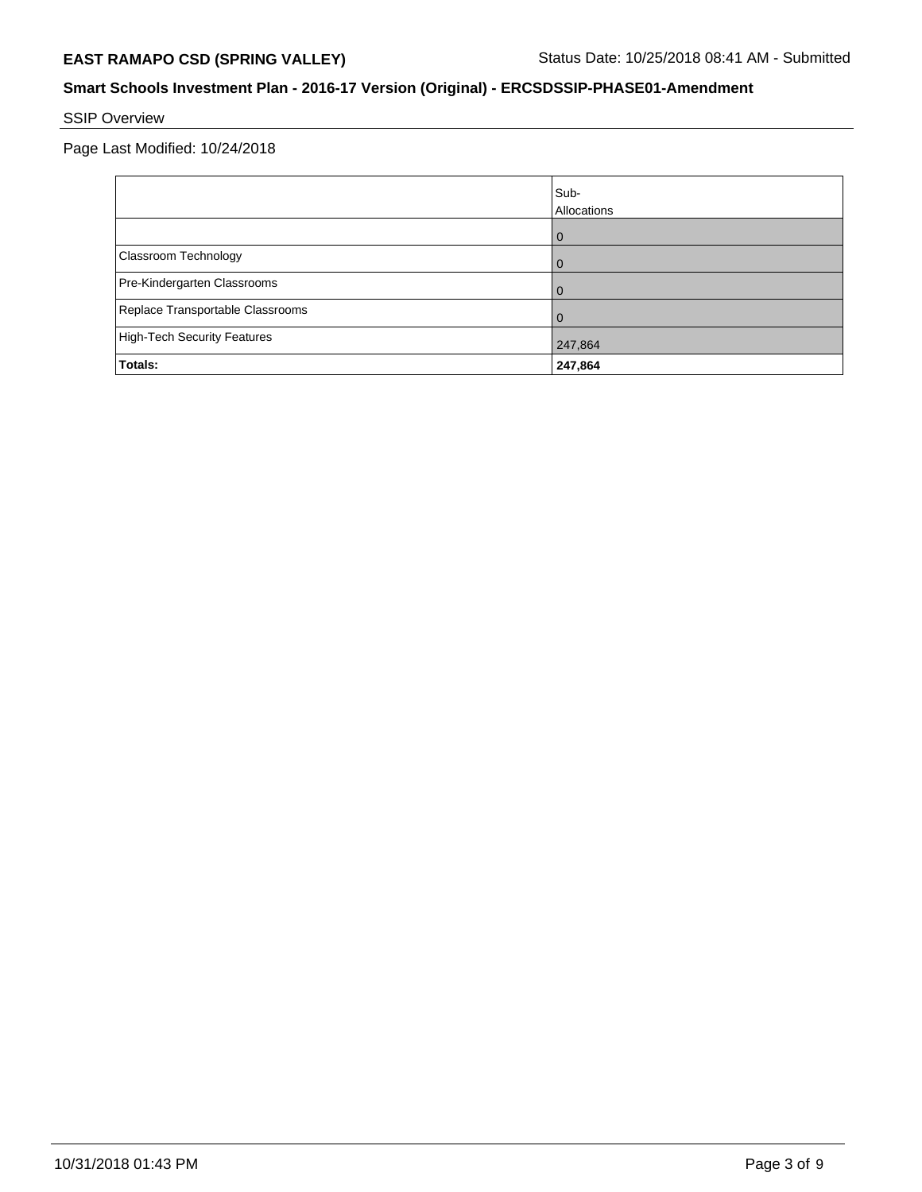## Smart Schools Investment Plan - 2016-17 Version (Original) - ERCSDSSIP-PHASE01-Amendment

SSIP Overview

Page Last Modified: 10/24/2018

| | Sub-Allocations |
|---|---|
| | 0 |
| Classroom Technology | 0 |
| Pre-Kindergarten Classrooms | 0 |
| Replace Transportable Classrooms | 0 |
| High-Tech Security Features | 247,864 |
| **Totals:** | **247,864** |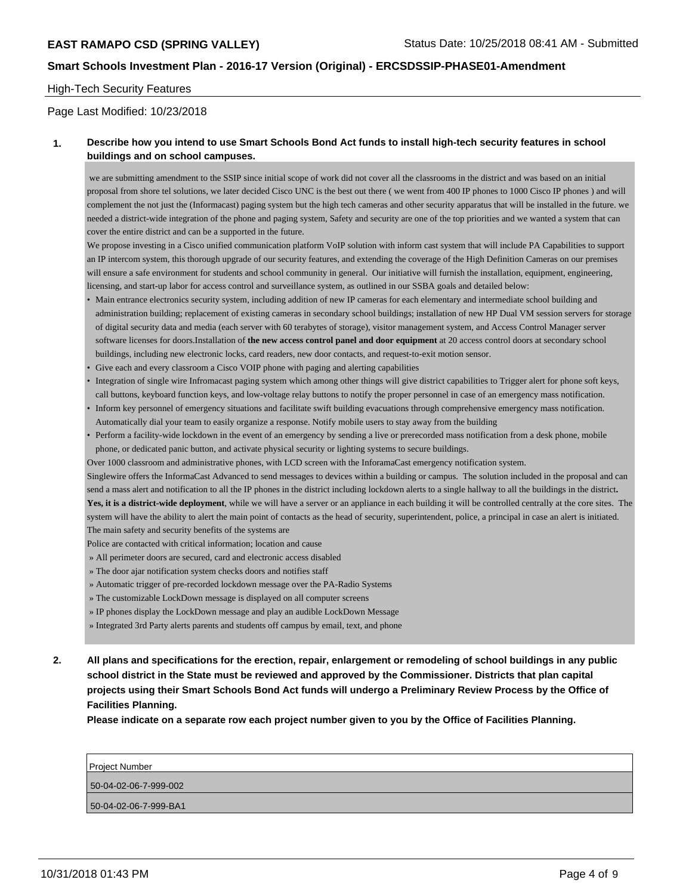**EAST RAMAPO CSD (SPRING VALLEY)** Status Date: 10/25/2018 08:41 AM - Submitted

**Smart Schools Investment Plan - 2016-17 Version (Original) - ERCSDSSIP-PHASE01-Amendment**

High-Tech Security Features

Page Last Modified: 10/23/2018

**1. Describe how you intend to use Smart Schools Bond Act funds to install high-tech security features in school buildings and on school campuses.**

we are submitting amendment to the SSIP since initial scope of work did not cover all the classrooms in the district and was based on an initial proposal from shore tel solutions, we later decided Cisco UNC is the best out there ( we went from 400 IP phones to 1000 Cisco IP phones ) and will complement the not just the (Informacast) paging system but the high tech cameras and other security apparatus that will be installed in the future. we needed a district-wide integration of the phone and paging system, Safety and security are one of the top priorities and we wanted a system that can cover the entire district and can be a supported in the future.

We propose investing in a Cisco unified communication platform VoIP solution with inform cast system that will include PA Capabilities to support an IP intercom system, this thorough upgrade of our security features, and extending the coverage of the High Definition Cameras on our premises will ensure a safe environment for students and school community in general. Our initiative will furnish the installation, equipment, engineering, licensing, and start-up labor for access control and surveillance system, as outlined in our SSBA goals and detailed below:

- Main entrance electronics security system, including addition of new IP cameras for each elementary and intermediate school building and administration building; replacement of existing cameras in secondary school buildings; installation of new HP Dual VM session servers for storage of digital security data and media (each server with 60 terabytes of storage), visitor management system, and Access Control Manager server software licenses for doors.Installation of **the new access control panel and door equipment** at 20 access control doors at secondary school buildings, including new electronic locks, card readers, new door contacts, and request-to-exit motion sensor.
- Give each and every classroom a Cisco VOIP phone with paging and alerting capabilities
- Integration of single wire Infromacast paging system which among other things will give district capabilities to Trigger alert for phone soft keys, call buttons, keyboard function keys, and low-voltage relay buttons to notify the proper personnel in case of an emergency mass notification.
- Inform key personnel of emergency situations and facilitate swift building evacuations through comprehensive emergency mass notification. Automatically dial your team to easily organize a response. Notify mobile users to stay away from the building
- Perform a facility-wide lockdown in the event of an emergency by sending a live or prerecorded mass notification from a desk phone, mobile phone, or dedicated panic button, and activate physical security or lighting systems to secure buildings.

Over 1000 classroom and administrative phones, with LCD screen with the InforamaCast emergency notification system.

Singlewire offers the InformaCast Advanced to send messages to devices within a building or campus. The solution included in the proposal and can send a mass alert and notification to all the IP phones in the district including lockdown alerts to a single hallway to all the buildings in the district**.**
**Yes, it is a district-wide deployment**, while we will have a server or an appliance in each building it will be controlled centrally at the core sites. The system will have the ability to alert the main point of contacts as the head of security, superintendent, police, a principal in case an alert is initiated.
The main safety and security benefits of the systems are

Police are contacted with critical information; location and cause

» All perimeter doors are secured, card and electronic access disabled
» The door ajar notification system checks doors and notifies staff
» Automatic trigger of pre-recorded lockdown message over the PA-Radio Systems
» The customizable LockDown message is displayed on all computer screens
» IP phones display the LockDown message and play an audible LockDown Message
» Integrated 3rd Party alerts parents and students off campus by email, text, and phone

**2. All plans and specifications for the erection, repair, enlargement or remodeling of school buildings in any public school district in the State must be reviewed and approved by the Commissioner. Districts that plan capital projects using their Smart Schools Bond Act funds will undergo a Preliminary Review Process by the Office of Facilities Planning.**
**Please indicate on a separate row each project number given to you by the Office of Facilities Planning.**

| Project Number |
|---|
| 50-04-02-06-7-999-002 |
| 50-04-02-06-7-999-BA1 |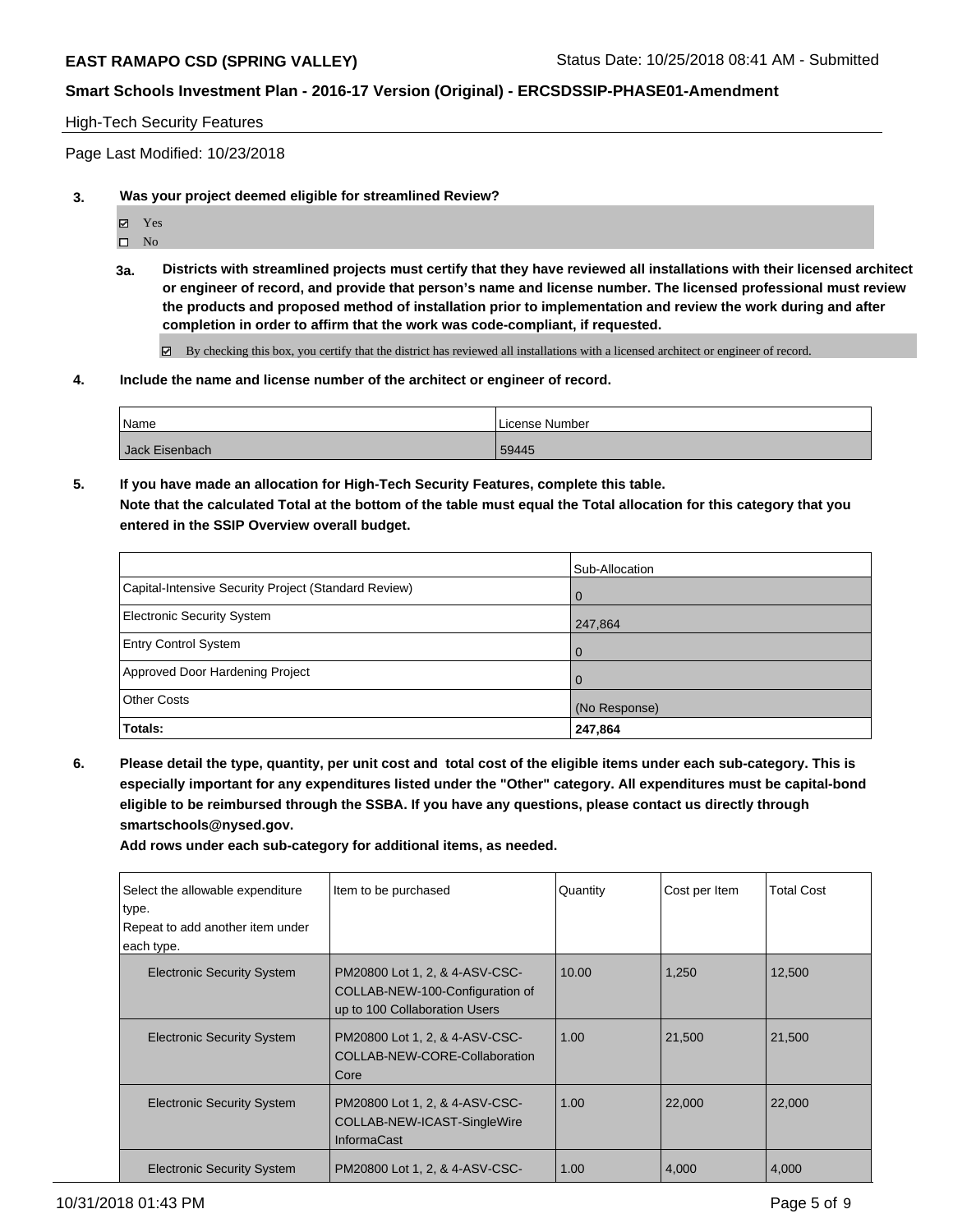High-Tech Security Features

Page Last Modified: 10/23/2018

**3. Was your project deemed eligible for streamlined Review?**

- ☑ Yes
- ☐ No

**3a. Districts with streamlined projects must certify that they have reviewed all installations with their licensed architect or engineer of record, and provide that person's name and license number. The licensed professional must review the products and proposed method of installation prior to implementation and review the work during and after completion in order to affirm that the work was code-compliant, if requested.**

☑ By checking this box, you certify that the district has reviewed all installations with a licensed architect or engineer of record.

**4. Include the name and license number of the architect or engineer of record.**

| Name | License Number |
|---|---|
| Jack Eisenbach | 59445 |

**5. If you have made an allocation for High-Tech Security Features, complete this table.**
**Note that the calculated Total at the bottom of the table must equal the Total allocation for this category that you entered in the SSIP Overview overall budget.**

| | Sub-Allocation |
|---|---|
| Capital-Intensive Security Project (Standard Review) | 0 |
| Electronic Security System | 247,864 |
| Entry Control System | 0 |
| Approved Door Hardening Project | 0 |
| Other Costs | (No Response) |
| **Totals:** | **247,864** |

**6. Please detail the type, quantity, per unit cost and total cost of the eligible items under each sub-category. This is especially important for any expenditures listed under the "Other" category. All expenditures must be capital-bond eligible to be reimbursed through the SSBA. If you have any questions, please contact us directly through smartschools@nysed.gov.**
**Add rows under each sub-category for additional items, as needed.**

| Select the allowable expenditure type. Repeat to add another item under each type. | Item to be purchased | Quantity | Cost per Item | Total Cost |
|---|---|---|---|---|
| Electronic Security System | PM20800 Lot 1, 2, & 4-ASV-CSC-COLLAB-NEW-100-Configuration of up to 100 Collaboration Users | 10.00 | 1,250 | 12,500 |
| Electronic Security System | PM20800 Lot 1, 2, & 4-ASV-CSC-COLLAB-NEW-CORE-Collaboration Core | 1.00 | 21,500 | 21,500 |
| Electronic Security System | PM20800 Lot 1, 2, & 4-ASV-CSC-COLLAB-NEW-ICAST-SingleWire InformaCast | 1.00 | 22,000 | 22,000 |
| Electronic Security System | PM20800 Lot 1, 2, & 4-ASV-CSC- | 1.00 | 4,000 | 4,000 |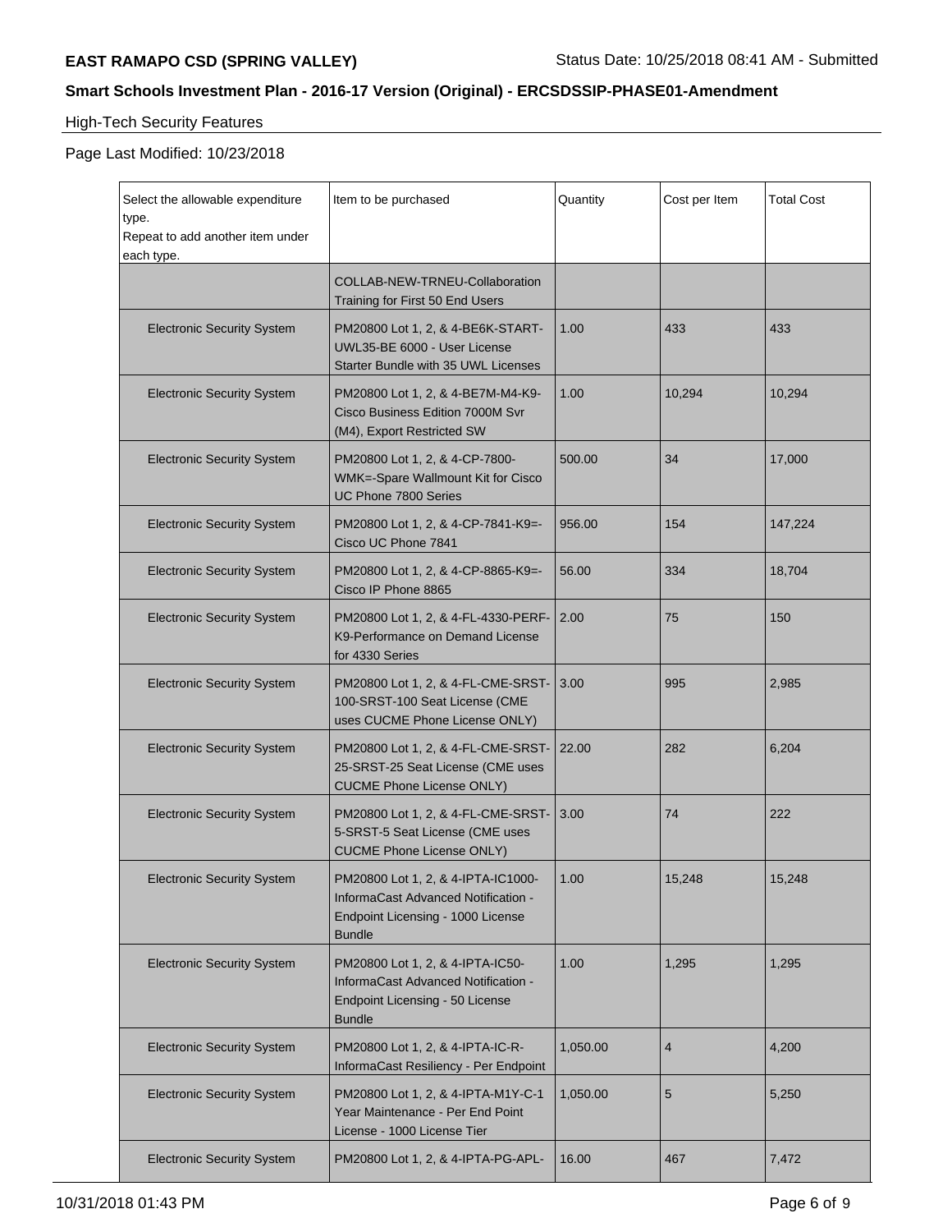**EAST RAMAPO CSD (SPRING VALLEY)** Status Date: 10/25/2018 08:41 AM - Submitted

**Smart Schools Investment Plan - 2016-17 Version (Original) - ERCSDSSIP-PHASE01-Amendment**

High-Tech Security Features

Page Last Modified: 10/23/2018

| Select the allowable expenditure type. Repeat to add another item under each type. | Item to be purchased | Quantity | Cost per Item | Total Cost |
|---|---|---|---|---|
| | COLLAB-NEW-TRNEU-Collaboration Training for First 50 End Users | | | |
| Electronic Security System | PM20800 Lot 1, 2, & 4-BE6K-START-UWL35-BE 6000 - User License Starter Bundle with 35 UWL Licenses | 1.00 | 433 | 433 |
| Electronic Security System | PM20800 Lot 1, 2, & 4-BE7M-M4-K9-Cisco Business Edition 7000M Svr (M4), Export Restricted SW | 1.00 | 10,294 | 10,294 |
| Electronic Security System | PM20800 Lot 1, 2, & 4-CP-7800-WMK=-Spare Wallmount Kit for Cisco UC Phone 7800 Series | 500.00 | 34 | 17,000 |
| Electronic Security System | PM20800 Lot 1, 2, & 4-CP-7841-K9=-Cisco UC Phone 7841 | 956.00 | 154 | 147,224 |
| Electronic Security System | PM20800 Lot 1, 2, & 4-CP-8865-K9=-Cisco IP Phone 8865 | 56.00 | 334 | 18,704 |
| Electronic Security System | PM20800 Lot 1, 2, & 4-FL-4330-PERF-K9-Performance on Demand License for 4330 Series | 2.00 | 75 | 150 |
| Electronic Security System | PM20800 Lot 1, 2, & 4-FL-CME-SRST-100-SRST-100 Seat License (CME uses CUCME Phone License ONLY) | 3.00 | 995 | 2,985 |
| Electronic Security System | PM20800 Lot 1, 2, & 4-FL-CME-SRST-25-SRST-25 Seat License (CME uses CUCME Phone License ONLY) | 22.00 | 282 | 6,204 |
| Electronic Security System | PM20800 Lot 1, 2, & 4-FL-CME-SRST-5-SRST-5 Seat License (CME uses CUCME Phone License ONLY) | 3.00 | 74 | 222 |
| Electronic Security System | PM20800 Lot 1, 2, & 4-IPTA-IC1000-InformaCast Advanced Notification - Endpoint Licensing - 1000 License Bundle | 1.00 | 15,248 | 15,248 |
| Electronic Security System | PM20800 Lot 1, 2, & 4-IPTA-IC50-InformaCast Advanced Notification - Endpoint Licensing - 50 License Bundle | 1.00 | 1,295 | 1,295 |
| Electronic Security System | PM20800 Lot 1, 2, & 4-IPTA-IC-R-InformaCast Resiliency - Per Endpoint | 1,050.00 | 4 | 4,200 |
| Electronic Security System | PM20800 Lot 1, 2, & 4-IPTA-M1Y-C-1 Year Maintenance - Per End Point License - 1000 License Tier | 1,050.00 | 5 | 5,250 |
| Electronic Security System | PM20800 Lot 1, 2, & 4-IPTA-PG-APL- | 16.00 | 467 | 7,472 |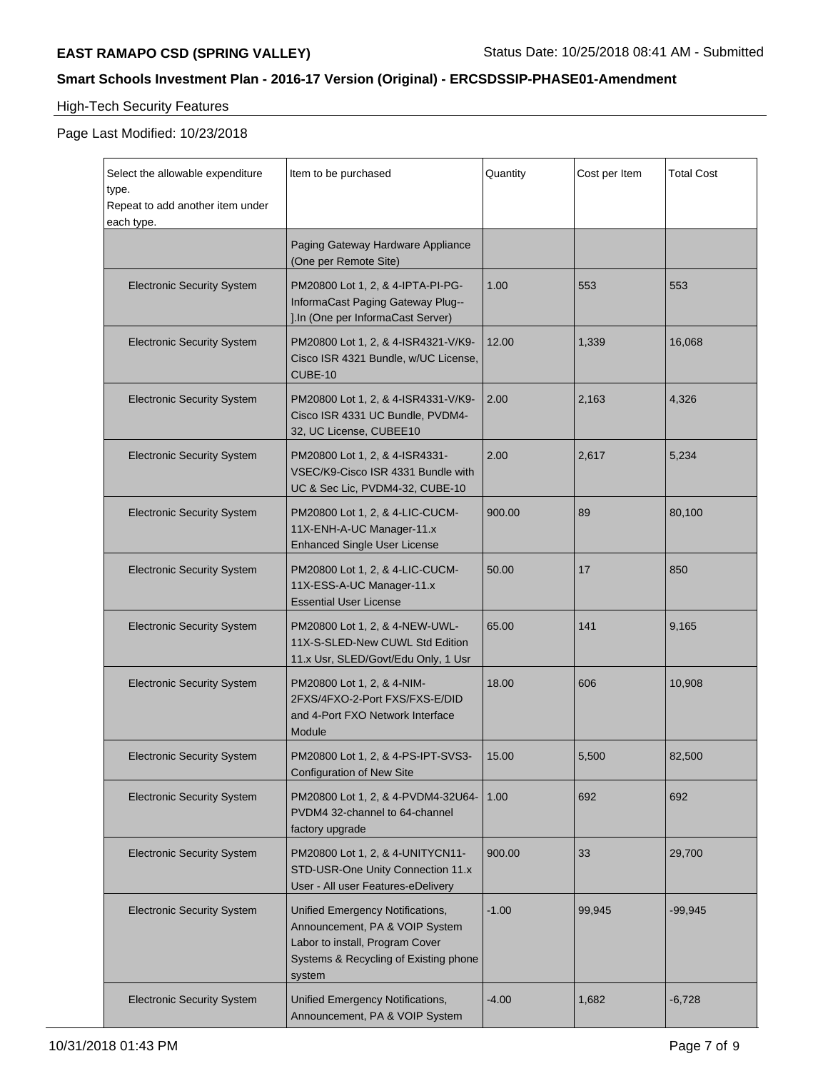High-Tech Security Features

Page Last Modified: 10/23/2018

| Select the allowable expenditure type. Repeat to add another item under each type. | Item to be purchased | Quantity | Cost per Item | Total Cost |
|---|---|---|---|---|
| | Paging Gateway Hardware Appliance (One per Remote Site) | | | |
| Electronic Security System | PM20800 Lot 1, 2, & 4-IPTA-PI-PG-InformaCast Paging Gateway Plug--].In (One per InformaCast Server) | 1.00 | 553 | 553 |
| Electronic Security System | PM20800 Lot 1, 2, & 4-ISR4321-V/K9-Cisco ISR 4321 Bundle, w/UC License, CUBE-10 | 12.00 | 1,339 | 16,068 |
| Electronic Security System | PM20800 Lot 1, 2, & 4-ISR4331-V/K9-Cisco ISR 4331 UC Bundle, PVDM4-32, UC License, CUBEE10 | 2.00 | 2,163 | 4,326 |
| Electronic Security System | PM20800 Lot 1, 2, & 4-ISR4331-VSEC/K9-Cisco ISR 4331 Bundle with UC & Sec Lic, PVDM4-32, CUBE-10 | 2.00 | 2,617 | 5,234 |
| Electronic Security System | PM20800 Lot 1, 2, & 4-LIC-CUCM-11X-ENH-A-UC Manager-11.x Enhanced Single User License | 900.00 | 89 | 80,100 |
| Electronic Security System | PM20800 Lot 1, 2, & 4-LIC-CUCM-11X-ESS-A-UC Manager-11.x Essential User License | 50.00 | 17 | 850 |
| Electronic Security System | PM20800 Lot 1, 2, & 4-NEW-UWL-11X-S-SLED-New CUWL Std Edition 11.x Usr, SLED/Govt/Edu Only, 1 Usr | 65.00 | 141 | 9,165 |
| Electronic Security System | PM20800 Lot 1, 2, & 4-NIM-2FXS/4FXO-2-Port FXS/FXS-E/DID and 4-Port FXO Network Interface Module | 18.00 | 606 | 10,908 |
| Electronic Security System | PM20800 Lot 1, 2, & 4-PS-IPT-SVS3-Configuration of New Site | 15.00 | 5,500 | 82,500 |
| Electronic Security System | PM20800 Lot 1, 2, & 4-PVDM4-32U64-PVDM4 32-channel to 64-channel factory upgrade | 1.00 | 692 | 692 |
| Electronic Security System | PM20800 Lot 1, 2, & 4-UNITYCN11-STD-USR-One Unity Connection 11.x User - All user Features-eDelivery | 900.00 | 33 | 29,700 |
| Electronic Security System | Unified Emergency Notifications, Announcement, PA & VOIP System Labor to install, Program Cover Systems & Recycling of Existing phone system | -1.00 | 99,945 | -99,945 |
| Electronic Security System | Unified Emergency Notifications, Announcement, PA & VOIP System | -4.00 | 1,682 | -6,728 |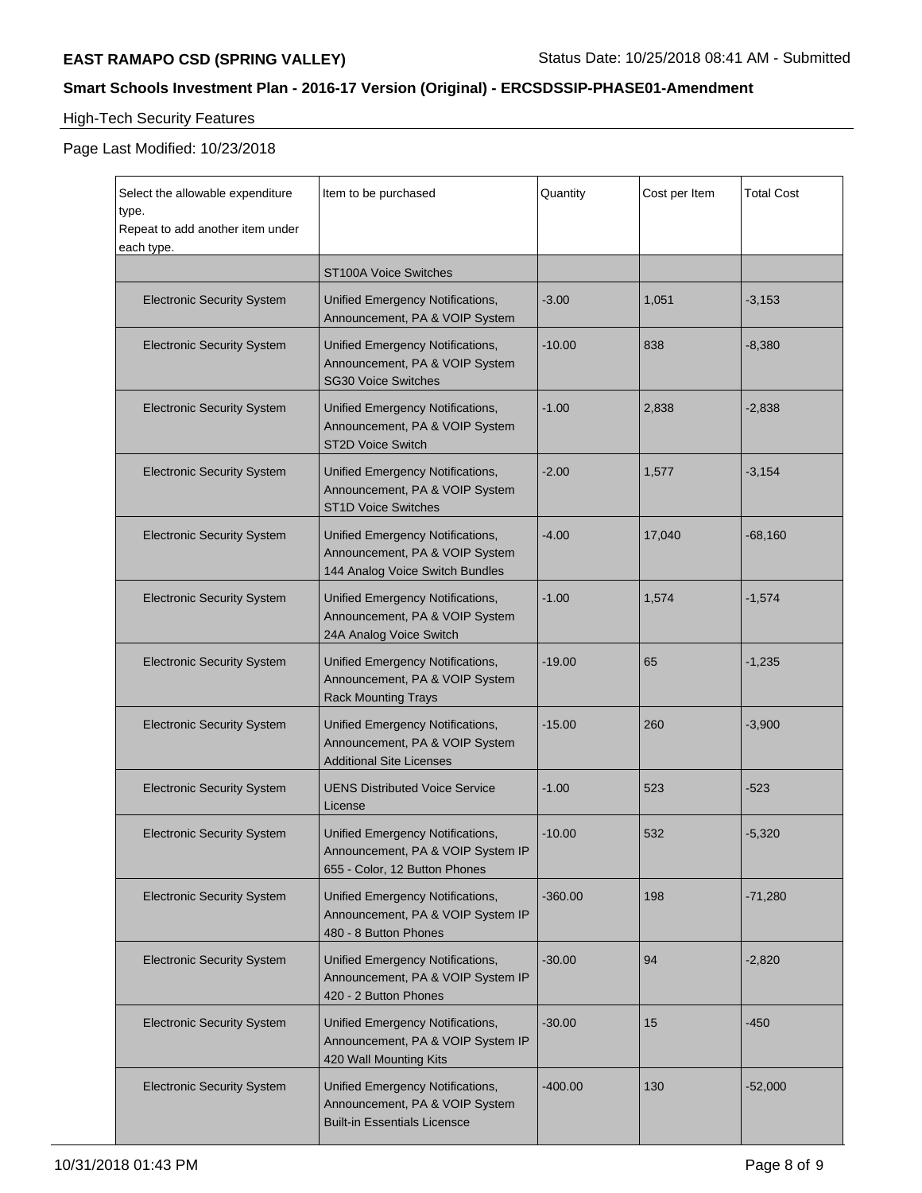# EAST RAMAPO CSD (SPRING VALLEY)

Status Date: 10/25/2018 08:41 AM - Submitted

## Smart Schools Investment Plan - 2016-17 Version (Original) - ERCSDSSIP-PHASE01-Amendment

High-Tech Security Features

Page Last Modified: 10/23/2018

| Select the allowable expenditure type. Repeat to add another item under each type. | Item to be purchased | Quantity | Cost per Item | Total Cost |
|---|---|---|---|---|
| | ST100A Voice Switches | | | |
| Electronic Security System | Unified Emergency Notifications, Announcement, PA & VOIP System | -3.00 | 1,051 | -3,153 |
| Electronic Security System | Unified Emergency Notifications, Announcement, PA & VOIP System SG30 Voice Switches | -10.00 | 838 | -8,380 |
| Electronic Security System | Unified Emergency Notifications, Announcement, PA & VOIP System ST2D Voice Switch | -1.00 | 2,838 | -2,838 |
| Electronic Security System | Unified Emergency Notifications, Announcement, PA & VOIP System ST1D Voice Switches | -2.00 | 1,577 | -3,154 |
| Electronic Security System | Unified Emergency Notifications, Announcement, PA & VOIP System 144 Analog Voice Switch Bundles | -4.00 | 17,040 | -68,160 |
| Electronic Security System | Unified Emergency Notifications, Announcement, PA & VOIP System 24A Analog Voice Switch | -1.00 | 1,574 | -1,574 |
| Electronic Security System | Unified Emergency Notifications, Announcement, PA & VOIP System Rack Mounting Trays | -19.00 | 65 | -1,235 |
| Electronic Security System | Unified Emergency Notifications, Announcement, PA & VOIP System Additional Site Licenses | -15.00 | 260 | -3,900 |
| Electronic Security System | UENS Distributed Voice Service License | -1.00 | 523 | -523 |
| Electronic Security System | Unified Emergency Notifications, Announcement, PA & VOIP System IP 655 - Color, 12 Button Phones | -10.00 | 532 | -5,320 |
| Electronic Security System | Unified Emergency Notifications, Announcement, PA & VOIP System IP 480 - 8 Button Phones | -360.00 | 198 | -71,280 |
| Electronic Security System | Unified Emergency Notifications, Announcement, PA & VOIP System IP 420 - 2 Button Phones | -30.00 | 94 | -2,820 |
| Electronic Security System | Unified Emergency Notifications, Announcement, PA & VOIP System IP 420 Wall Mounting Kits | -30.00 | 15 | -450 |
| Electronic Security System | Unified Emergency Notifications, Announcement, PA & VOIP System Built-in Essentials Licensce | -400.00 | 130 | -52,000 |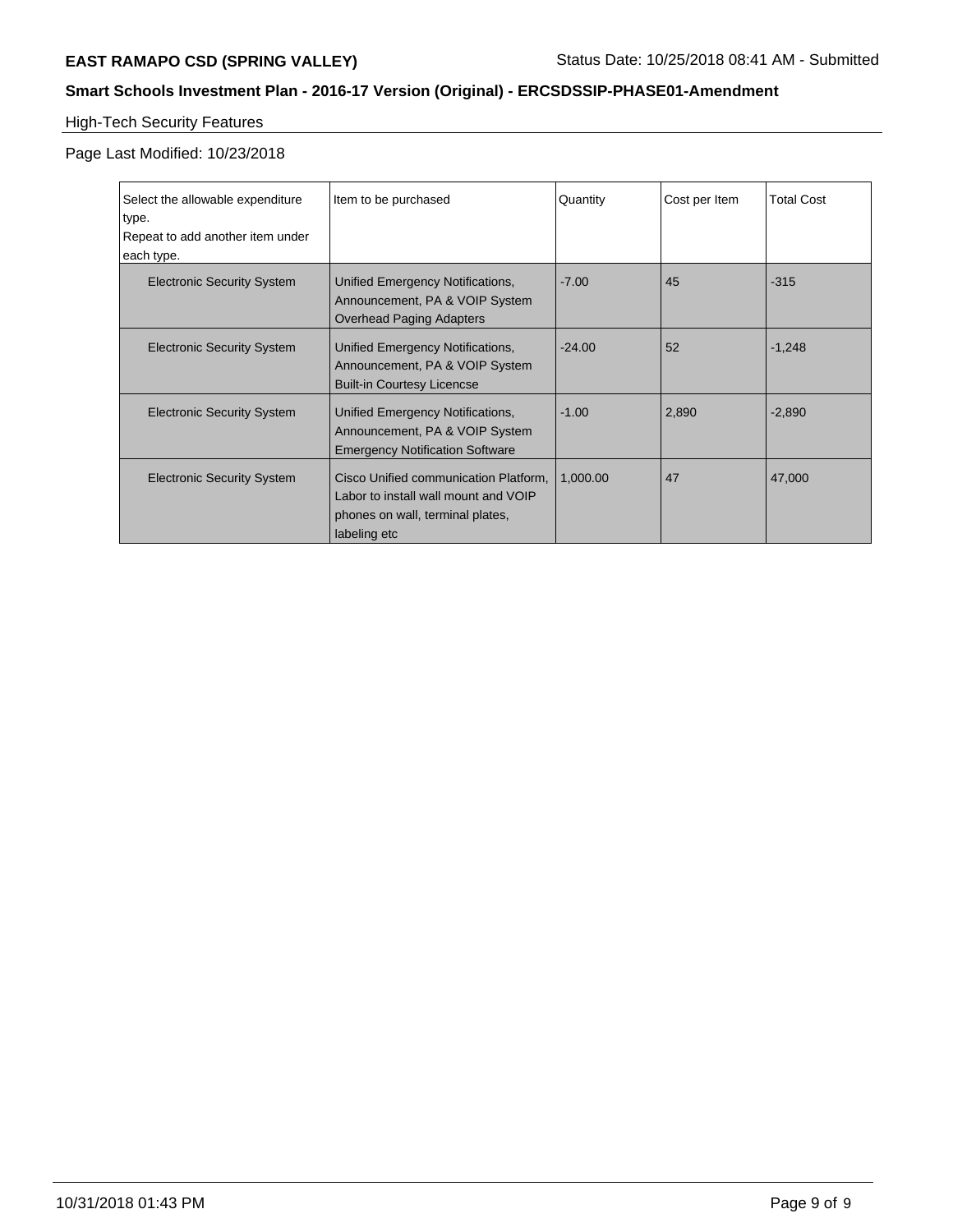High-Tech Security Features

Page Last Modified: 10/23/2018

| Select the allowable expenditure type. Repeat to add another item under each type. | Item to be purchased | Quantity | Cost per Item | Total Cost |
|---|---|---|---|---|
| Electronic Security System | Unified Emergency Notifications, Announcement, PA & VOIP System Overhead Paging Adapters | -7.00 | 45 | -315 |
| Electronic Security System | Unified Emergency Notifications, Announcement, PA & VOIP System Built-in Courtesy Licencse | -24.00 | 52 | -1,248 |
| Electronic Security System | Unified Emergency Notifications, Announcement, PA & VOIP System Emergency Notification Software | -1.00 | 2,890 | -2,890 |
| Electronic Security System | Cisco Unified communication Platform, Labor to install wall mount and VOIP phones on wall, terminal plates, labeling etc | 1,000.00 | 47 | 47,000 |